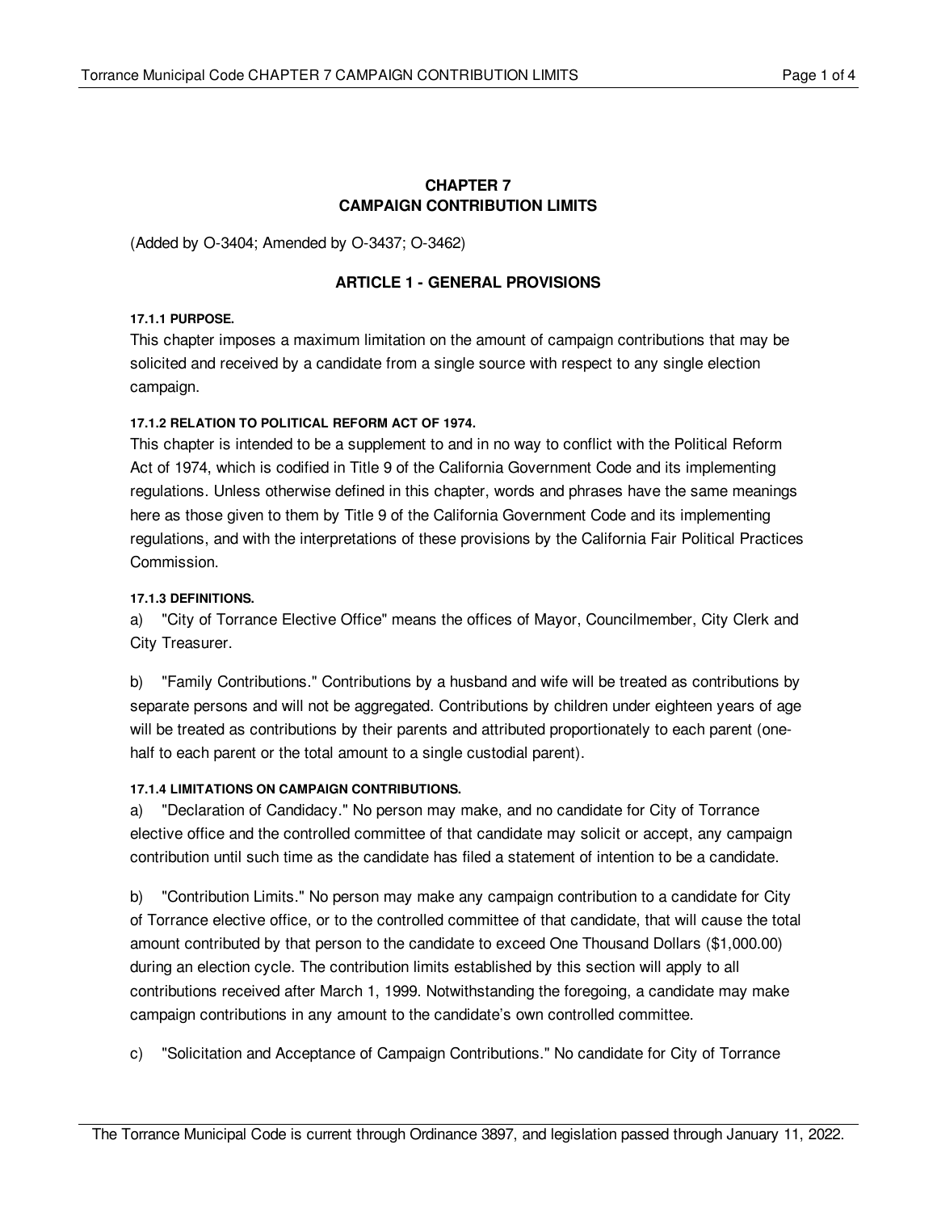# CHAPTER 7
# CAMPAIGN CONTRIBUTION LIMITS

(Added by O-3404; Amended by O-3437; O-3462)

## ARTICLE 1 - GENERAL PROVISIONS

#### 17.1.1 PURPOSE.

This chapter imposes a maximum limitation on the amount of campaign contributions that may be solicited and received by a candidate from a single source with respect to any single election campaign.

#### 17.1.2 RELATION TO POLITICAL REFORM ACT OF 1974.

This chapter is intended to be a supplement to and in no way to conflict with the Political Reform Act of 1974, which is codified in Title 9 of the California Government Code and its implementing regulations. Unless otherwise defined in this chapter, words and phrases have the same meanings here as those given to them by Title 9 of the California Government Code and its implementing regulations, and with the interpretations of these provisions by the California Fair Political Practices Commission.

#### 17.1.3 DEFINITIONS.

a) "City of Torrance Elective Office" means the offices of Mayor, Councilmember, City Clerk and City Treasurer.

b) "Family Contributions." Contributions by a husband and wife will be treated as contributions by separate persons and will not be aggregated. Contributions by children under eighteen years of age will be treated as contributions by their parents and attributed proportionately to each parent (one-half to each parent or the total amount to a single custodial parent).

#### 17.1.4 LIMITATIONS ON CAMPAIGN CONTRIBUTIONS.

a) "Declaration of Candidacy." No person may make, and no candidate for City of Torrance elective office and the controlled committee of that candidate may solicit or accept, any campaign contribution until such time as the candidate has filed a statement of intention to be a candidate.

b) "Contribution Limits." No person may make any campaign contribution to a candidate for City of Torrance elective office, or to the controlled committee of that candidate, that will cause the total amount contributed by that person to the candidate to exceed One Thousand Dollars ($1,000.00) during an election cycle. The contribution limits established by this section will apply to all contributions received after March 1, 1999. Notwithstanding the foregoing, a candidate may make campaign contributions in any amount to the candidate's own controlled committee.

c) "Solicitation and Acceptance of Campaign Contributions." No candidate for City of Torrance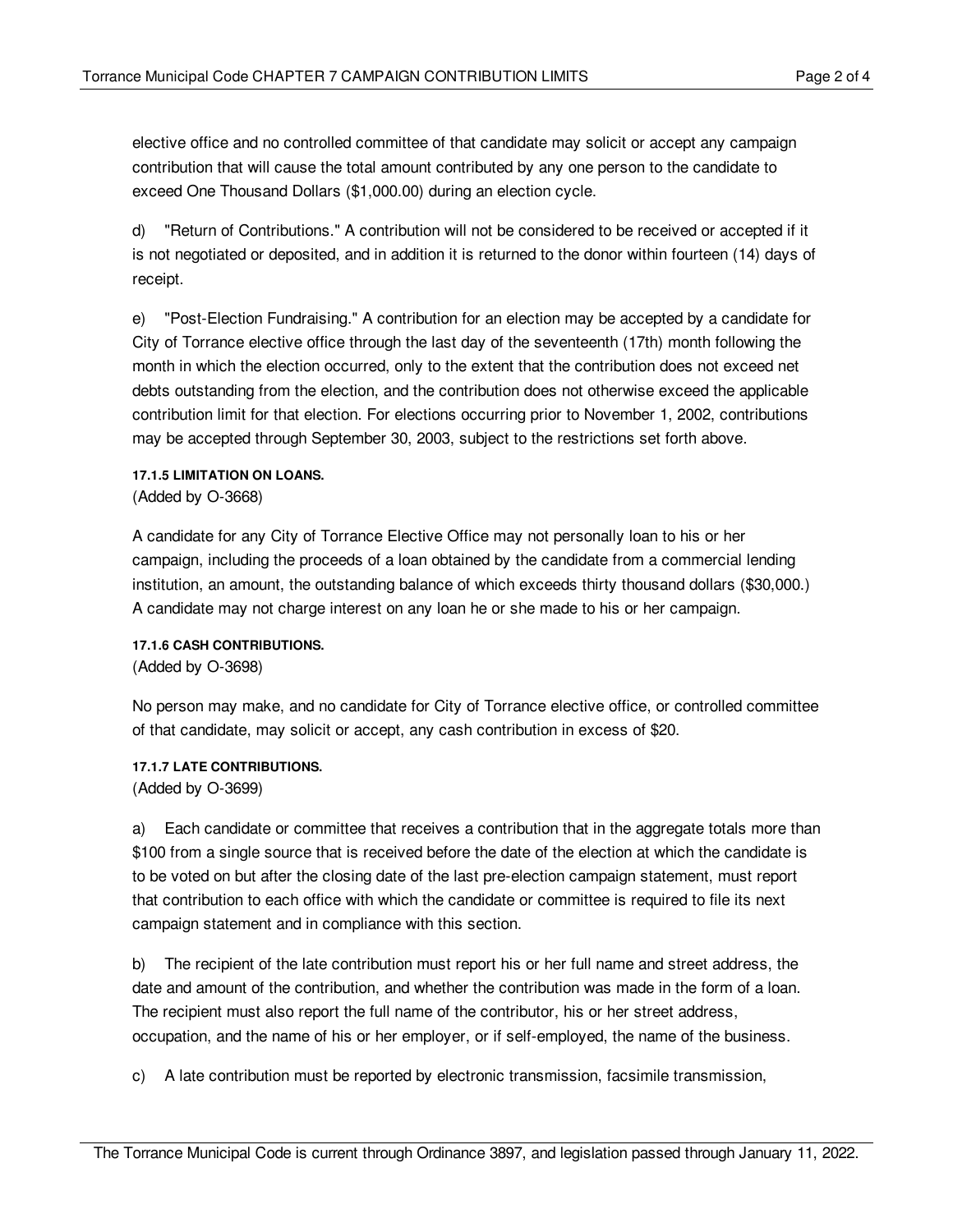elective office and no controlled committee of that candidate may solicit or accept any campaign contribution that will cause the total amount contributed by any one person to the candidate to exceed One Thousand Dollars ($1,000.00) during an election cycle.

d) "Return of Contributions." A contribution will not be considered to be received or accepted if it is not negotiated or deposited, and in addition it is returned to the donor within fourteen (14) days of receipt.

e) "Post-Election Fundraising." A contribution for an election may be accepted by a candidate for City of Torrance elective office through the last day of the seventeenth (17th) month following the month in which the election occurred, only to the extent that the contribution does not exceed net debts outstanding from the election, and the contribution does not otherwise exceed the applicable contribution limit for that election. For elections occurring prior to November 1, 2002, contributions may be accepted through September 30, 2003, subject to the restrictions set forth above.

#### 17.1.5 LIMITATION ON LOANS.

(Added by O-3668)

A candidate for any City of Torrance Elective Office may not personally loan to his or her campaign, including the proceeds of a loan obtained by the candidate from a commercial lending institution, an amount, the outstanding balance of which exceeds thirty thousand dollars ($30,000.) A candidate may not charge interest on any loan he or she made to his or her campaign.

#### 17.1.6 CASH CONTRIBUTIONS.

(Added by O-3698)

No person may make, and no candidate for City of Torrance elective office, or controlled committee of that candidate, may solicit or accept, any cash contribution in excess of $20.

#### 17.1.7 LATE CONTRIBUTIONS.

(Added by O-3699)

a) Each candidate or committee that receives a contribution that in the aggregate totals more than $100 from a single source that is received before the date of the election at which the candidate is to be voted on but after the closing date of the last pre-election campaign statement, must report that contribution to each office with which the candidate or committee is required to file its next campaign statement and in compliance with this section.

b) The recipient of the late contribution must report his or her full name and street address, the date and amount of the contribution, and whether the contribution was made in the form of a loan. The recipient must also report the full name of the contributor, his or her street address, occupation, and the name of his or her employer, or if self-employed, the name of the business.

c) A late contribution must be reported by electronic transmission, facsimile transmission,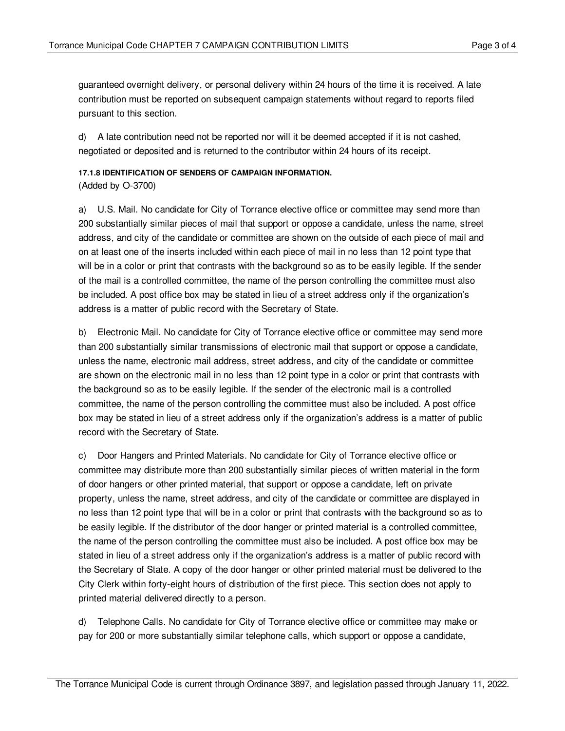guaranteed overnight delivery, or personal delivery within 24 hours of the time it is received. A late contribution must be reported on subsequent campaign statements without regard to reports filed pursuant to this section.

d) A late contribution need not be reported nor will it be deemed accepted if it is not cashed, negotiated or deposited and is returned to the contributor within 24 hours of its receipt.

**17.1.8 IDENTIFICATION OF SENDERS OF CAMPAIGN INFORMATION.**
(Added by O-3700)

a) U.S. Mail. No candidate for City of Torrance elective office or committee may send more than 200 substantially similar pieces of mail that support or oppose a candidate, unless the name, street address, and city of the candidate or committee are shown on the outside of each piece of mail and on at least one of the inserts included within each piece of mail in no less than 12 point type that will be in a color or print that contrasts with the background so as to be easily legible. If the sender of the mail is a controlled committee, the name of the person controlling the committee must also be included. A post office box may be stated in lieu of a street address only if the organization's address is a matter of public record with the Secretary of State.

b) Electronic Mail. No candidate for City of Torrance elective office or committee may send more than 200 substantially similar transmissions of electronic mail that support or oppose a candidate, unless the name, electronic mail address, street address, and city of the candidate or committee are shown on the electronic mail in no less than 12 point type in a color or print that contrasts with the background so as to be easily legible. If the sender of the electronic mail is a controlled committee, the name of the person controlling the committee must also be included. A post office box may be stated in lieu of a street address only if the organization's address is a matter of public record with the Secretary of State.

c) Door Hangers and Printed Materials. No candidate for City of Torrance elective office or committee may distribute more than 200 substantially similar pieces of written material in the form of door hangers or other printed material, that support or oppose a candidate, left on private property, unless the name, street address, and city of the candidate or committee are displayed in no less than 12 point type that will be in a color or print that contrasts with the background so as to be easily legible. If the distributor of the door hanger or printed material is a controlled committee, the name of the person controlling the committee must also be included. A post office box may be stated in lieu of a street address only if the organization's address is a matter of public record with the Secretary of State. A copy of the door hanger or other printed material must be delivered to the City Clerk within forty-eight hours of distribution of the first piece. This section does not apply to printed material delivered directly to a person.

d) Telephone Calls. No candidate for City of Torrance elective office or committee may make or pay for 200 or more substantially similar telephone calls, which support or oppose a candidate,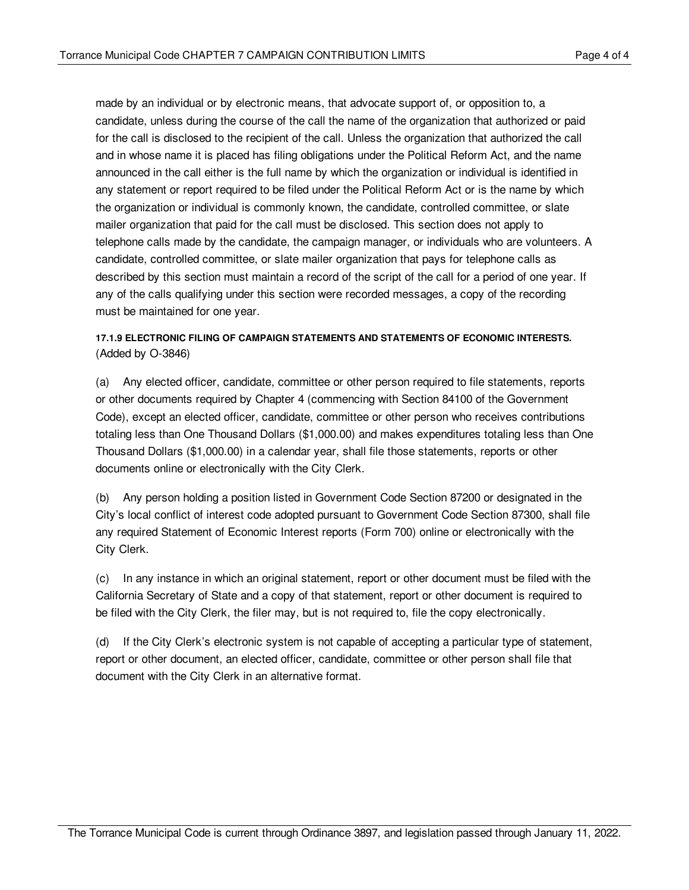made by an individual or by electronic means, that advocate support of, or opposition to, a candidate, unless during the course of the call the name of the organization that authorized or paid for the call is disclosed to the recipient of the call. Unless the organization that authorized the call and in whose name it is placed has filing obligations under the Political Reform Act, and the name announced in the call either is the full name by which the organization or individual is identified in any statement or report required to be filed under the Political Reform Act or is the name by which the organization or individual is commonly known, the candidate, controlled committee, or slate mailer organization that paid for the call must be disclosed. This section does not apply to telephone calls made by the candidate, the campaign manager, or individuals who are volunteers. A candidate, controlled committee, or slate mailer organization that pays for telephone calls as described by this section must maintain a record of the script of the call for a period of one year. If any of the calls qualifying under this section were recorded messages, a copy of the recording must be maintained for one year.

#### 17.1.9 ELECTRONIC FILING OF CAMPAIGN STATEMENTS AND STATEMENTS OF ECONOMIC INTERESTS.

(Added by O-3846)

(a) Any elected officer, candidate, committee or other person required to file statements, reports or other documents required by Chapter 4 (commencing with Section 84100 of the Government Code), except an elected officer, candidate, committee or other person who receives contributions totaling less than One Thousand Dollars ($1,000.00) and makes expenditures totaling less than One Thousand Dollars ($1,000.00) in a calendar year, shall file those statements, reports or other documents online or electronically with the City Clerk.

(b) Any person holding a position listed in Government Code Section 87200 or designated in the City's local conflict of interest code adopted pursuant to Government Code Section 87300, shall file any required Statement of Economic Interest reports (Form 700) online or electronically with the City Clerk.

(c) In any instance in which an original statement, report or other document must be filed with the California Secretary of State and a copy of that statement, report or other document is required to be filed with the City Clerk, the filer may, but is not required to, file the copy electronically.

(d) If the City Clerk's electronic system is not capable of accepting a particular type of statement, report or other document, an elected officer, candidate, committee or other person shall file that document with the City Clerk in an alternative format.